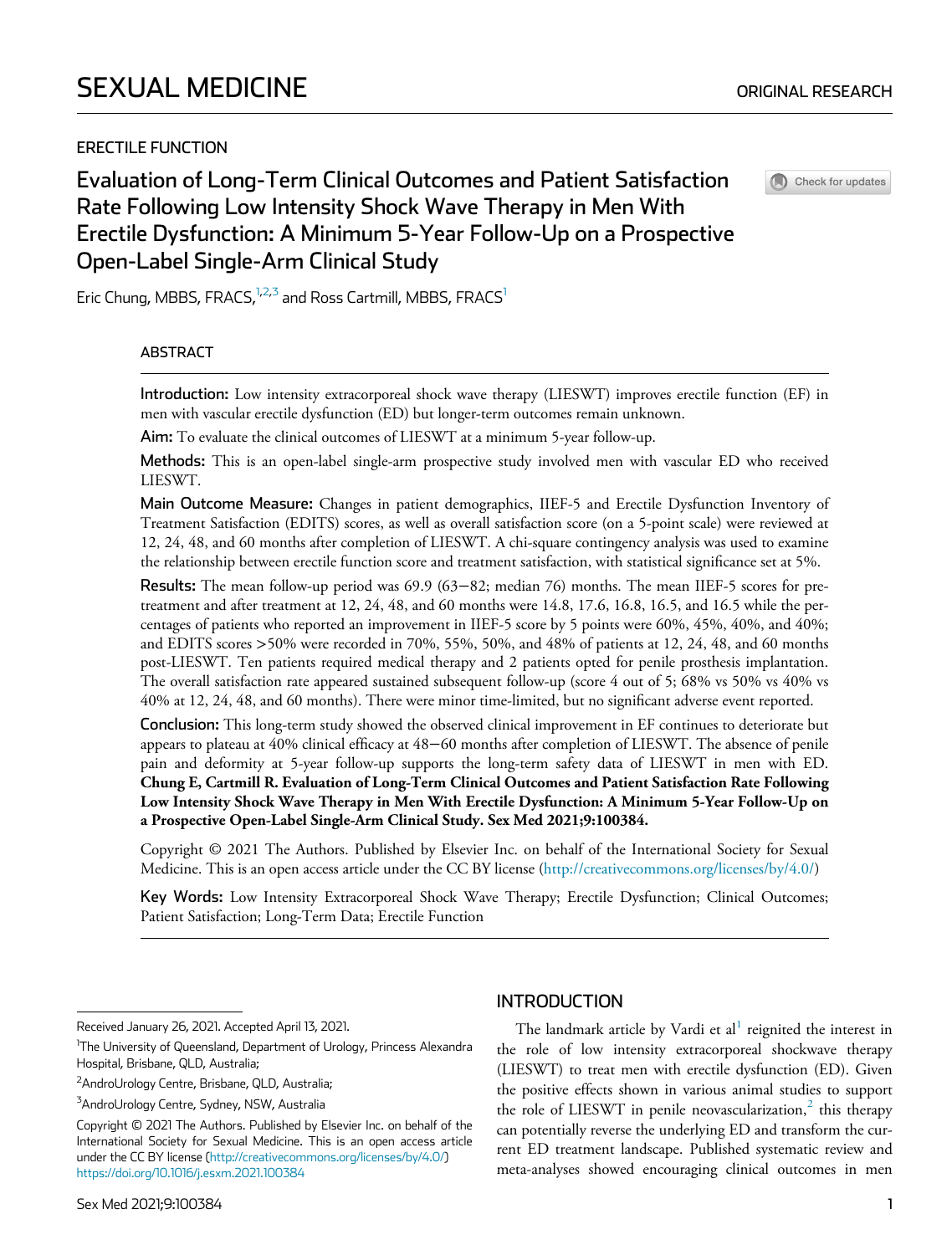SEXUAL MEDICINE

ORIGINAL RESEARCH

ERECTILE FUNCTION

# Evaluation of Long-Term Clinical Outcomes and Patient Satisfaction Rate Following Low Intensity Shock Wave Therapy in Men With Erectile Dysfunction: A Minimum 5-Year Follow-Up on a Prospective Open-Label Single-Arm Clinical Study

Eric Chung, MBBS, FRACS,[1,2,3] and Ross Cartmill, MBBS, FRACS[1]

## ABSTRACT

**Introduction:** Low intensity extracorporeal shock wave therapy (LIESWT) improves erectile function (EF) in men with vascular erectile dysfunction (ED) but longer-term outcomes remain unknown.

**Aim:** To evaluate the clinical outcomes of LIESWT at a minimum 5-year follow-up.

**Methods:** This is an open-label single-arm prospective study involved men with vascular ED who received LIESWT.

**Main Outcome Measure:** Changes in patient demographics, IIEF-5 and Erectile Dysfunction Inventory of Treatment Satisfaction (EDITS) scores, as well as overall satisfaction score (on a 5-point scale) were reviewed at 12, 24, 48, and 60 months after completion of LIESWT. A chi-square contingency analysis was used to examine the relationship between erectile function score and treatment satisfaction, with statistical significance set at 5%.

**Results:** The mean follow-up period was 69.9 (63−82; median 76) months. The mean IIEF-5 scores for pre-treatment and after treatment at 12, 24, 48, and 60 months were 14.8, 17.6, 16.8, 16.5, and 16.5 while the percentages of patients who reported an improvement in IIEF-5 score by 5 points were 60%, 45%, 40%, and 40%; and EDITS scores >50% were recorded in 70%, 55%, 50%, and 48% of patients at 12, 24, 48, and 60 months post-LIESWT. Ten patients required medical therapy and 2 patients opted for penile prosthesis implantation. The overall satisfaction rate appeared sustained subsequent follow-up (score 4 out of 5; 68% vs 50% vs 40% vs 40% at 12, 24, 48, and 60 months). There were minor time-limited, but no significant adverse event reported.

**Conclusion:** This long-term study showed the observed clinical improvement in EF continues to deteriorate but appears to plateau at 40% clinical efficacy at 48−60 months after completion of LIESWT. The absence of penile pain and deformity at 5-year follow-up supports the long-term safety data of LIESWT in men with ED. **Chung E, Cartmill R. Evaluation of Long-Term Clinical Outcomes and Patient Satisfaction Rate Following Low Intensity Shock Wave Therapy in Men With Erectile Dysfunction: A Minimum 5-Year Follow-Up on a Prospective Open-Label Single-Arm Clinical Study. Sex Med 2021;9:100384.**

Copyright © 2021 The Authors. Published by Elsevier Inc. on behalf of the International Society for Sexual Medicine. This is an open access article under the CC BY license (http://creativecommons.org/licenses/by/4.0/)

**Key Words:** Low Intensity Extracorporeal Shock Wave Therapy; Erectile Dysfunction; Clinical Outcomes; Patient Satisfaction; Long-Term Data; Erectile Function

## INTRODUCTION

The landmark article by Vardi et al[1] reignited the interest in the role of low intensity extracorporeal shockwave therapy (LIESWT) to treat men with erectile dysfunction (ED). Given the positive effects shown in various animal studies to support the role of LIESWT in penile neovascularization,[2] this therapy can potentially reverse the underlying ED and transform the current ED treatment landscape. Published systematic review and meta-analyses showed encouraging clinical outcomes in men

---

Received January 26, 2021. Accepted April 13, 2021.

[1]The University of Queensland, Department of Urology, Princess Alexandra Hospital, Brisbane, QLD, Australia;

[2]AndroUrology Centre, Brisbane, QLD, Australia;

[3]AndroUrology Centre, Sydney, NSW, Australia

Copyright © 2021 The Authors. Published by Elsevier Inc. on behalf of the International Society for Sexual Medicine. This is an open access article under the CC BY license (http://creativecommons.org/licenses/by/4.0/)
https://doi.org/10.1016/j.esxm.2021.100384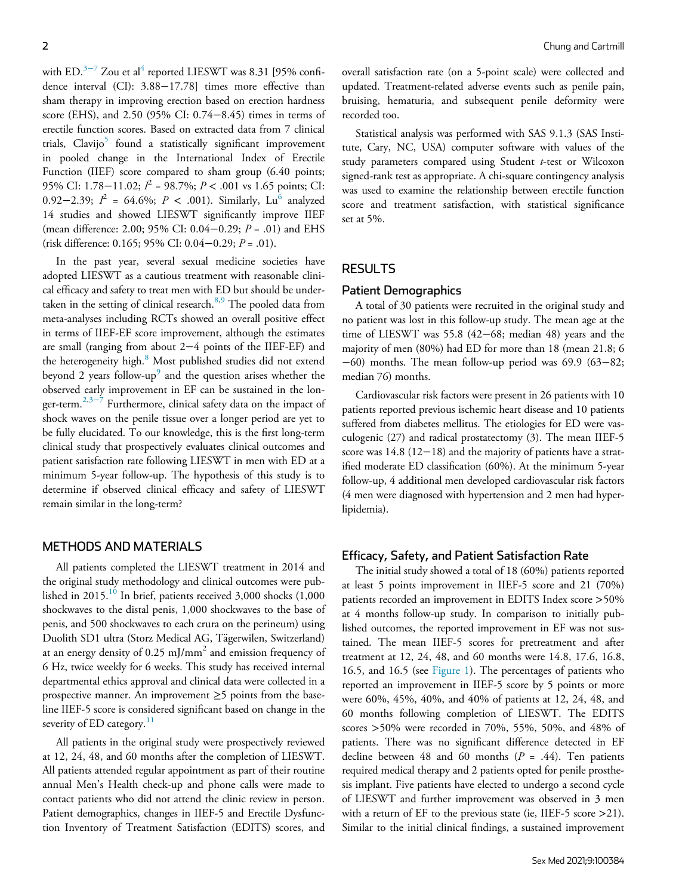with ED.[3–7] Zou et al[4] reported LIESWT was 8.31 [95% confidence interval (CI): 3.88−17.78] times more effective than sham therapy in improving erection based on erection hardness score (EHS), and 2.50 (95% CI: 0.74−8.45) times in terms of erectile function scores. Based on extracted data from 7 clinical trials, Clavijo[5] found a statistically significant improvement in pooled change in the International Index of Erectile Function (IIEF) score compared to sham group (6.40 points; 95% CI: 1.78−11.02; $I^2$ = 98.7%; $P < .001$ vs 1.65 points; CI: 0.92−2.39; $I^2$ = 64.6%; $P < .001$). Similarly, Lu[6] analyzed 14 studies and showed LIESWT significantly improve IIEF (mean difference: 2.00; 95% CI: 0.04−0.29; $P = .01$) and EHS (risk difference: 0.165; 95% CI: 0.04−0.29; $P = .01$).

In the past year, several sexual medicine societies have adopted LIESWT as a cautious treatment with reasonable clinical efficacy and safety to treat men with ED but should be undertaken in the setting of clinical research.[8,9] The pooled data from meta-analyses including RCTs showed an overall positive effect in terms of IIEF-EF score improvement, although the estimates are small (ranging from about 2−4 points of the IIEF-EF) and the heterogeneity high.[8] Most published studies did not extend beyond 2 years follow-up[9] and the question arises whether the observed early improvement in EF can be sustained in the longer-term.[2,3–7] Furthermore, clinical safety data on the impact of shock waves on the penile tissue over a longer period are yet to be fully elucidated. To our knowledge, this is the first long-term clinical study that prospectively evaluates clinical outcomes and patient satisfaction rate following LIESWT in men with ED at a minimum 5-year follow-up. The hypothesis of this study is to determine if observed clinical efficacy and safety of LIESWT remain similar in the long-term?

## METHODS AND MATERIALS

All patients completed the LIESWT treatment in 2014 and the original study methodology and clinical outcomes were published in 2015.[10] In brief, patients received 3,000 shocks (1,000 shockwaves to the distal penis, 1,000 shockwaves to the base of penis, and 500 shockwaves to each crura on the perineum) using Duolith SD1 ultra (Storz Medical AG, Tägerwilen, Switzerland) at an energy density of 0.25 mJ/mm$^2$ and emission frequency of 6 Hz, twice weekly for 6 weeks. This study has received internal departmental ethics approval and clinical data were collected in a prospective manner. An improvement ≥5 points from the baseline IIEF-5 score is considered significant based on change in the severity of ED category.[11]

All patients in the original study were prospectively reviewed at 12, 24, 48, and 60 months after the completion of LIESWT. All patients attended regular appointment as part of their routine annual Men's Health check-up and phone calls were made to contact patients who did not attend the clinic review in person. Patient demographics, changes in IIEF-5 and Erectile Dysfunction Inventory of Treatment Satisfaction (EDITS) scores, and overall satisfaction rate (on a 5-point scale) were collected and updated. Treatment-related adverse events such as penile pain, bruising, hematuria, and subsequent penile deformity were recorded too.

Statistical analysis was performed with SAS 9.1.3 (SAS Institute, Cary, NC, USA) computer software with values of the study parameters compared using Student *t*-test or Wilcoxon signed-rank test as appropriate. A chi-square contingency analysis was used to examine the relationship between erectile function score and treatment satisfaction, with statistical significance set at 5%.

## RESULTS

### Patient Demographics

A total of 30 patients were recruited in the original study and no patient was lost in this follow-up study. The mean age at the time of LIESWT was 55.8 (42−68; median 48) years and the majority of men (80%) had ED for more than 18 (mean 21.8; 6−60) months. The mean follow-up period was 69.9 (63−82; median 76) months.

Cardiovascular risk factors were present in 26 patients with 10 patients reported previous ischemic heart disease and 10 patients suffered from diabetes mellitus. The etiologies for ED were vasculogenic (27) and radical prostatectomy (3). The mean IIEF-5 score was 14.8 (12−18) and the majority of patients have a stratified moderate ED classification (60%). At the minimum 5-year follow-up, 4 additional men developed cardiovascular risk factors (4 men were diagnosed with hypertension and 2 men had hyperlipidemia).

### Efficacy, Safety, and Patient Satisfaction Rate

The initial study showed a total of 18 (60%) patients reported at least 5 points improvement in IIEF-5 score and 21 (70%) patients recorded an improvement in EDITS Index score >50% at 4 months follow-up study. In comparison to initially published outcomes, the reported improvement in EF was not sustained. The mean IIEF-5 scores for pretreatment and after treatment at 12, 24, 48, and 60 months were 14.8, 17.6, 16.8, 16.5, and 16.5 (see Figure 1). The percentages of patients who reported an improvement in IIEF-5 score by 5 points or more were 60%, 45%, 40%, and 40% of patients at 12, 24, 48, and 60 months following completion of LIESWT. The EDITS scores >50% were recorded in 70%, 55%, 50%, and 48% of patients. There was no significant difference detected in EF decline between 48 and 60 months ($P = .44$). Ten patients required medical therapy and 2 patients opted for penile prosthesis implant. Five patients have elected to undergo a second cycle of LIESWT and further improvement was observed in 3 men with a return of EF to the previous state (ie, IIEF-5 score >21). Similar to the initial clinical findings, a sustained improvement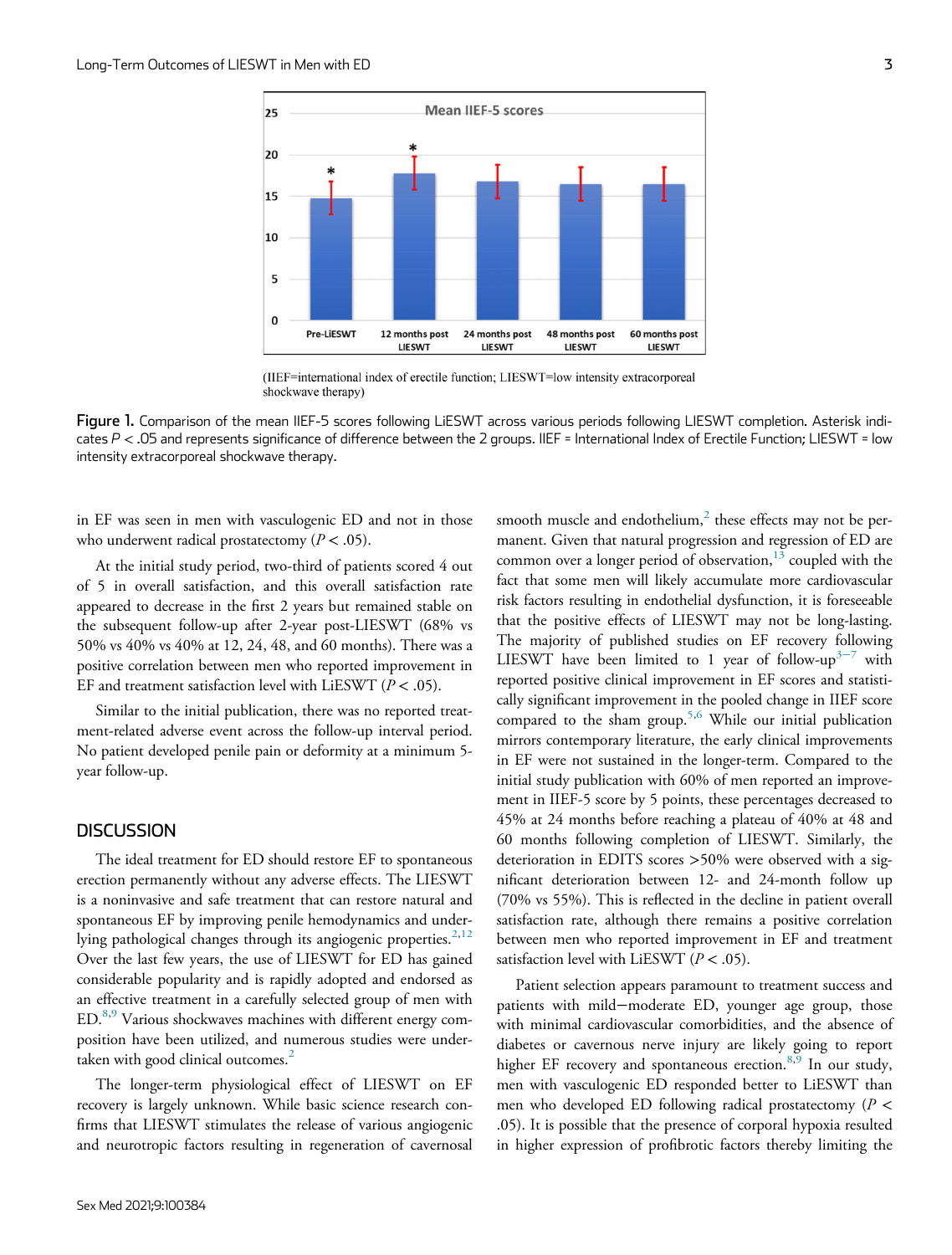(IIEF=international index of erectile function; LIESWT=low intensity extracorporeal shockwave therapy)

Figure 1. Comparison of the mean IIEF-5 scores following LiESWT across various periods following LIESWT completion. Asterisk indicates $P < .05$ and represents significance of difference between the 2 groups. IIEF = International Index of Erectile Function; LIESWT = low intensity extracorporeal shockwave therapy.

in EF was seen in men with vasculogenic ED and not in those who underwent radical prostatectomy ($P < .05$).

At the initial study period, two-third of patients scored 4 out of 5 in overall satisfaction, and this overall satisfaction rate appeared to decrease in the first 2 years but remained stable on the subsequent follow-up after 2-year post-LIESWT (68% vs 50% vs 40% vs 40% at 12, 24, 48, and 60 months). There was a positive correlation between men who reported improvement in EF and treatment satisfaction level with LiESWT ($P < .05$).

Similar to the initial publication, there was no reported treatment-related adverse event across the follow-up interval period. No patient developed penile pain or deformity at a minimum 5-year follow-up.

## DISCUSSION

The ideal treatment for ED should restore EF to spontaneous erection permanently without any adverse effects. The LIESWT is a noninvasive and safe treatment that can restore natural and spontaneous EF by improving penile hemodynamics and underlying pathological changes through its angiogenic properties.[2,12] Over the last few years, the use of LIESWT for ED has gained considerable popularity and is rapidly adopted and endorsed as an effective treatment in a carefully selected group of men with ED.[8,9] Various shockwaves machines with different energy composition have been utilized, and numerous studies were undertaken with good clinical outcomes.[2]

The longer-term physiological effect of LIESWT on EF recovery is largely unknown. While basic science research confirms that LIESWT stimulates the release of various angiogenic and neurotropic factors resulting in regeneration of cavernosal smooth muscle and endothelium,[2] these effects may not be permanent. Given that natural progression and regression of ED are common over a longer period of observation,[13] coupled with the fact that some men will likely accumulate more cardiovascular risk factors resulting in endothelial dysfunction, it is foreseeable that the positive effects of LIESWT may not be long-lasting. The majority of published studies on EF recovery following LIESWT have been limited to 1 year of follow-up[3–7] with reported positive clinical improvement in EF scores and statistically significant improvement in the pooled change in IIEF score compared to the sham group.[5,6] While our initial publication mirrors contemporary literature, the early clinical improvements in EF were not sustained in the longer-term. Compared to the initial study publication with 60% of men reported an improvement in IIEF-5 score by 5 points, these percentages decreased to 45% at 24 months before reaching a plateau of 40% at 48 and 60 months following completion of LIESWT. Similarly, the deterioration in EDITS scores >50% were observed with a significant deterioration between 12- and 24-month follow up (70% vs 55%). This is reflected in the decline in patient overall satisfaction rate, although there remains a positive correlation between men who reported improvement in EF and treatment satisfaction level with LiESWT ($P < .05$).

Patient selection appears paramount to treatment success and patients with mild−moderate ED, younger age group, those with minimal cardiovascular comorbidities, and the absence of diabetes or cavernous nerve injury are likely going to report higher EF recovery and spontaneous erection.[8,9] In our study, men with vasculogenic ED responded better to LiESWT than men who developed ED following radical prostatectomy ($P < .05$). It is possible that the presence of corporal hypoxia resulted in higher expression of profibrotic factors thereby limiting the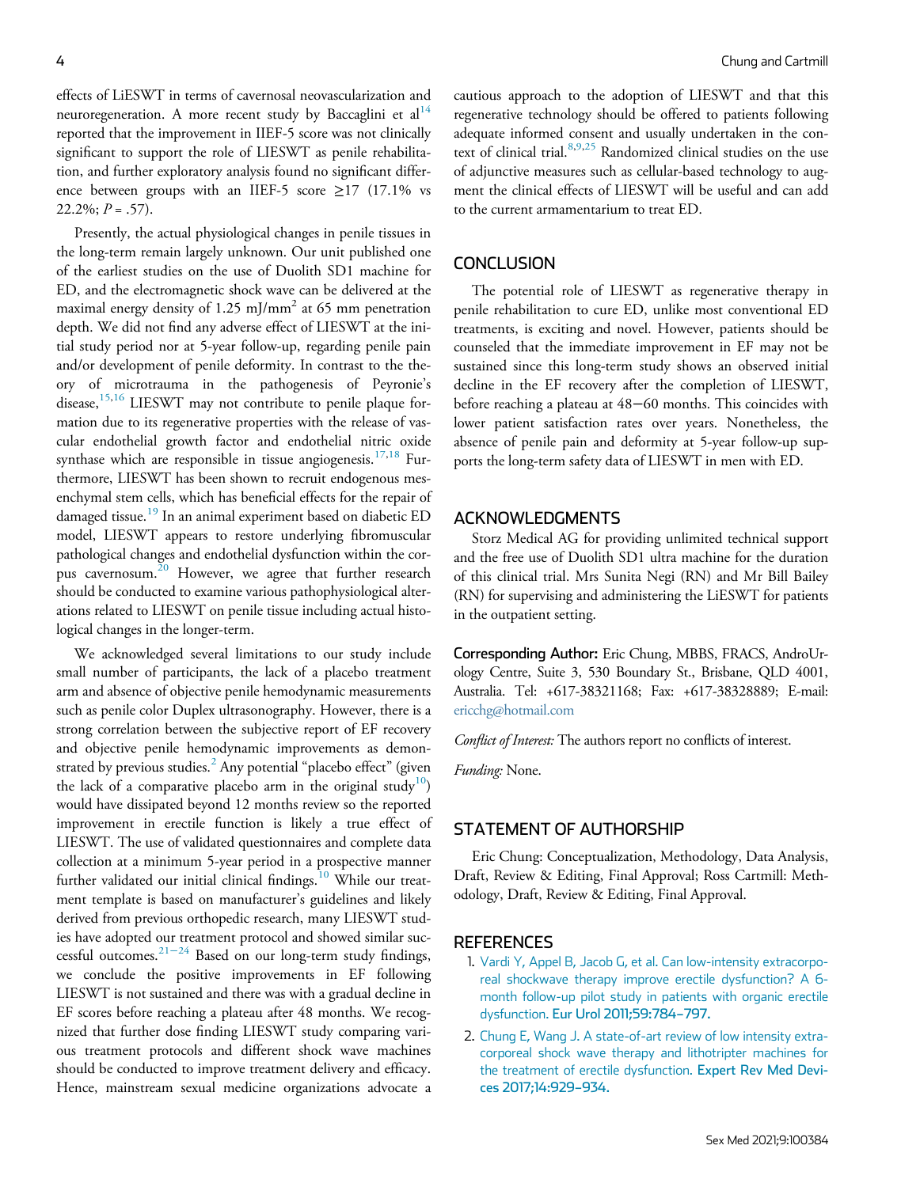effects of LiESWT in terms of cavernosal neovascularization and neuroregeneration. A more recent study by Baccaglini et al[14] reported that the improvement in IIEF-5 score was not clinically significant to support the role of LIESWT as penile rehabilitation, and further exploratory analysis found no significant difference between groups with an IIEF-5 score ≥17 (17.1% vs 22.2%; $P = .57$).

Presently, the actual physiological changes in penile tissues in the long-term remain largely unknown. Our unit published one of the earliest studies on the use of Duolith SD1 machine for ED, and the electromagnetic shock wave can be delivered at the maximal energy density of 1.25 mJ/mm$^2$ at 65 mm penetration depth. We did not find any adverse effect of LIESWT at the initial study period nor at 5-year follow-up, regarding penile pain and/or development of penile deformity. In contrast to the theory of microtrauma in the pathogenesis of Peyronie's disease,[15,16] LIESWT may not contribute to penile plaque formation due to its regenerative properties with the release of vascular endothelial growth factor and endothelial nitric oxide synthase which are responsible in tissue angiogenesis.[17,18] Furthermore, LIESWT has been shown to recruit endogenous mesenchymal stem cells, which has beneficial effects for the repair of damaged tissue.[19] In an animal experiment based on diabetic ED model, LIESWT appears to restore underlying fibromuscular pathological changes and endothelial dysfunction within the corpus cavernosum.[20] However, we agree that further research should be conducted to examine various pathophysiological alterations related to LIESWT on penile tissue including actual histological changes in the longer-term.

We acknowledged several limitations to our study include small number of participants, the lack of a placebo treatment arm and absence of objective penile hemodynamic measurements such as penile color Duplex ultrasonography. However, there is a strong correlation between the subjective report of EF recovery and objective penile hemodynamic improvements as demonstrated by previous studies.[2] Any potential "placebo effect" (given the lack of a comparative placebo arm in the original study[10]) would have dissipated beyond 12 months review so the reported improvement in erectile function is likely a true effect of LIESWT. The use of validated questionnaires and complete data collection at a minimum 5-year period in a prospective manner further validated our initial clinical findings.[10] While our treatment template is based on manufacturer's guidelines and likely derived from previous orthopedic research, many LIESWT studies have adopted our treatment protocol and showed similar successful outcomes.[21−24] Based on our long-term study findings, we conclude the positive improvements in EF following LIESWT is not sustained and there was with a gradual decline in EF scores before reaching a plateau after 48 months. We recognized that further dose finding LIESWT study comparing various treatment protocols and different shock wave machines should be conducted to improve treatment delivery and efficacy. Hence, mainstream sexual medicine organizations advocate a cautious approach to the adoption of LIESWT and that this regenerative technology should be offered to patients following adequate informed consent and usually undertaken in the context of clinical trial.[8,9,25] Randomized clinical studies on the use of adjunctive measures such as cellular-based technology to augment the clinical effects of LIESWT will be useful and can add to the current armamentarium to treat ED.

## CONCLUSION

The potential role of LIESWT as regenerative therapy in penile rehabilitation to cure ED, unlike most conventional ED treatments, is exciting and novel. However, patients should be counseled that the immediate improvement in EF may not be sustained since this long-term study shows an observed initial decline in the EF recovery after the completion of LIESWT, before reaching a plateau at 48−60 months. This coincides with lower patient satisfaction rates over years. Nonetheless, the absence of penile pain and deformity at 5-year follow-up supports the long-term safety data of LIESWT in men with ED.

## ACKNOWLEDGMENTS

Storz Medical AG for providing unlimited technical support and the free use of Duolith SD1 ultra machine for the duration of this clinical trial. Mrs Sunita Negi (RN) and Mr Bill Bailey (RN) for supervising and administering the LiESWT for patients in the outpatient setting.

**Corresponding Author:** Eric Chung, MBBS, FRACS, AndroUrology Centre, Suite 3, 530 Boundary St., Brisbane, QLD 4001, Australia. Tel: +617-38321168; Fax: +617-38328889; E-mail: ericchg@hotmail.com

*Conflict of Interest:* The authors report no conflicts of interest.

*Funding:* None.

## STATEMENT OF AUTHORSHIP

Eric Chung: Conceptualization, Methodology, Data Analysis, Draft, Review & Editing, Final Approval; Ross Cartmill: Methodology, Draft, Review & Editing, Final Approval.

## REFERENCES

1. Vardi Y, Appel B, Jacob G, et al. Can low-intensity extracorporeal shockwave therapy improve erectile dysfunction? A 6-month follow-up pilot study in patients with organic erectile dysfunction. Eur Urol 2011;59:784–797.
2. Chung E, Wang J. A state-of-art review of low intensity extracorporeal shock wave therapy and lithotripter machines for the treatment of erectile dysfunction. Expert Rev Med Devices 2017;14:929–934.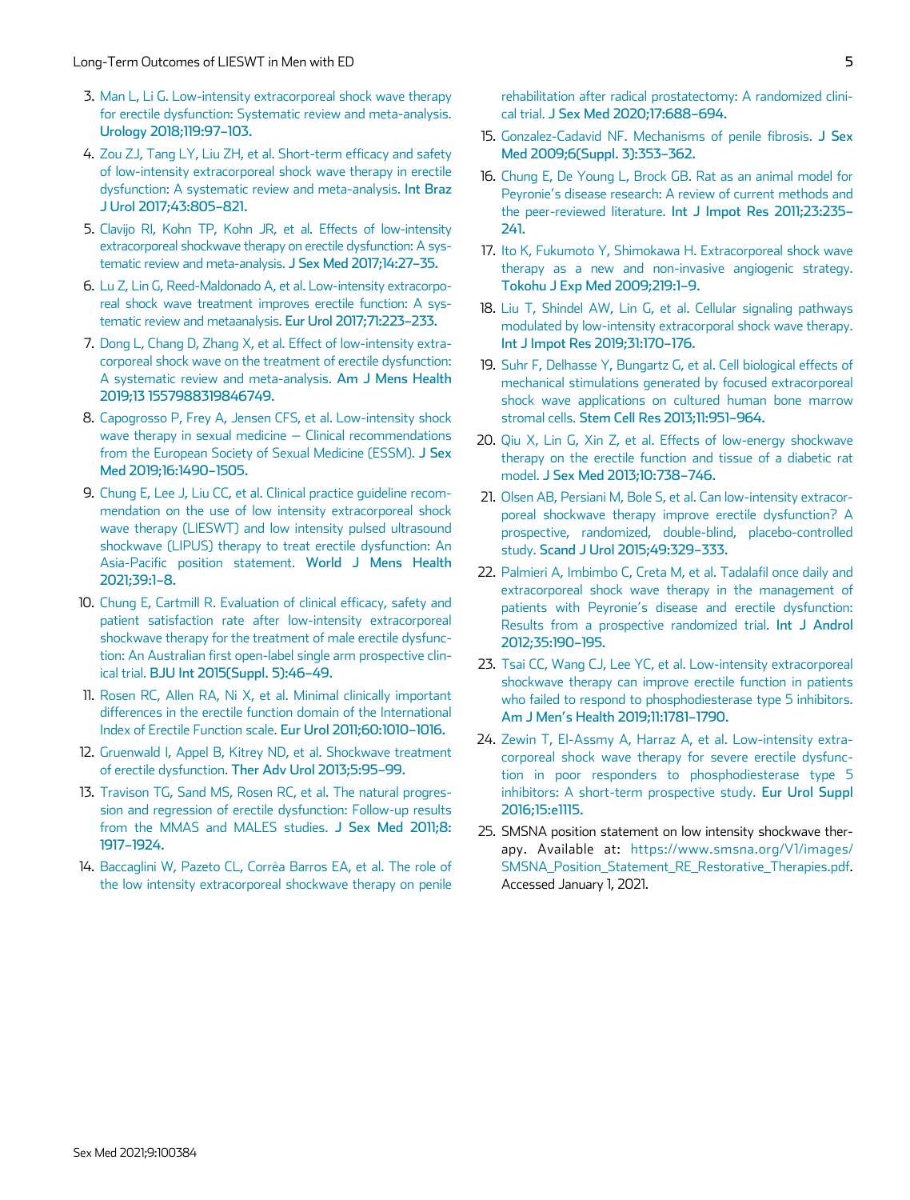3. Man L, Li G. Low-intensity extracorporeal shock wave therapy for erectile dysfunction: Systematic review and meta-analysis. Urology 2018;119:97–103.
4. Zou ZJ, Tang LY, Liu ZH, et al. Short-term efficacy and safety of low-intensity extracorporeal shock wave therapy in erectile dysfunction: A systematic review and meta-analysis. Int Braz J Urol 2017;43:805–821.
5. Clavijo RI, Kohn TP, Kohn JR, et al. Effects of low-intensity extracorporeal shockwave therapy on erectile dysfunction: A systematic review and meta-analysis. J Sex Med 2017;14:27–35.
6. Lu Z, Lin G, Reed-Maldonado A, et al. Low-intensity extracorporeal shock wave treatment improves erectile function: A systematic review and metaanalysis. Eur Urol 2017;71:223–233.
7. Dong L, Chang D, Zhang X, et al. Effect of low-intensity extracorporeal shock wave on the treatment of erectile dysfunction: A systematic review and meta-analysis. Am J Mens Health 2019;13 1557988319846749.
8. Capogrosso P, Frey A, Jensen CFS, et al. Low-intensity shock wave therapy in sexual medicine — Clinical recommendations from the European Society of Sexual Medicine (ESSM). J Sex Med 2019;16:1490–1505.
9. Chung E, Lee J, Liu CC, et al. Clinical practice guideline recommendation on the use of low intensity extracorporeal shock wave therapy (LIESWT) and low intensity pulsed ultrasound shockwave (LIPUS) therapy to treat erectile dysfunction: An Asia-Pacific position statement. World J Mens Health 2021;39:1–8.
10. Chung E, Cartmill R. Evaluation of clinical efficacy, safety and patient satisfaction rate after low-intensity extracorporeal shockwave therapy for the treatment of male erectile dysfunction: An Australian first open-label single arm prospective clinical trial. BJU Int 2015(Suppl. 5):46–49.
11. Rosen RC, Allen RA, Ni X, et al. Minimal clinically important differences in the erectile function domain of the International Index of Erectile Function scale. Eur Urol 2011;60:1010–1016.
12. Gruenwald I, Appel B, Kitrey ND, et al. Shockwave treatment of erectile dysfunction. Ther Adv Urol 2013;5:95–99.
13. Travison TG, Sand MS, Rosen RC, et al. The natural progression and regression of erectile dysfunction: Follow-up results from the MMAS and MALES studies. J Sex Med 2011;8:1917–1924.
14. Baccaglini W, Pazeto CL, Corrêa Barros EA, et al. The role of the low intensity extracorporeal shockwave therapy on penile rehabilitation after radical prostatectomy: A randomized clinical trial. J Sex Med 2020;17:688–694.
15. Gonzalez-Cadavid NF. Mechanisms of penile fibrosis. J Sex Med 2009;6(Suppl. 3):353–362.
16. Chung E, De Young L, Brock GB. Rat as an animal model for Peyronie's disease research: A review of current methods and the peer-reviewed literature. Int J Impot Res 2011;23:235–241.
17. Ito K, Fukumoto Y, Shimokawa H. Extracorporeal shock wave therapy as a new and non-invasive angiogenic strategy. Tokohu J Exp Med 2009;219:1–9.
18. Liu T, Shindel AW, Lin G, et al. Cellular signaling pathways modulated by low-intensity extracorporeal shock wave therapy. Int J Impot Res 2019;31:170–176.
19. Suhr F, Delhasse Y, Bungartz G, et al. Cell biological effects of mechanical stimulations generated by focused extracorporeal shock wave applications on cultured human bone marrow stromal cells. Stem Cell Res 2013;11:951–964.
20. Qiu X, Lin G, Xin Z, et al. Effects of low-energy shockwave therapy on the erectile function and tissue of a diabetic rat model. J Sex Med 2013;10:738–746.
21. Olsen AB, Persiani M, Bole S, et al. Can low-intensity extracorporeal shockwave therapy improve erectile dysfunction? A prospective, randomized, double-blind, placebo-controlled study. Scand J Urol 2015;49:329–333.
22. Palmieri A, Imbimbo C, Creta M, et al. Tadalafil once daily and extracorporeal shock wave therapy in the management of patients with Peyronie's disease and erectile dysfunction: Results from a prospective randomized trial. Int J Androl 2012;35:190–195.
23. Tsai CC, Wang CJ, Lee YC, et al. Low-intensity extracorporeal shockwave therapy can improve erectile function in patients who failed to respond to phosphodiesterase type 5 inhibitors. Am J Men's Health 2019;11:1781–1790.
24. Zewin T, El-Assmy A, Harraz A, et al. Low-intensity extracorporeal shock wave therapy for severe erectile dysfunction in poor responders to phosphodiesterase type 5 inhibitors: A short-term prospective study. Eur Urol Suppl 2016;15:e1115.
25. SMSNA position statement on low intensity shockwave therapy. Available at: https://www.smsna.org/V1/images/SMSNA_Position_Statement_RE_Restorative_Therapies.pdf. Accessed January 1, 2021.